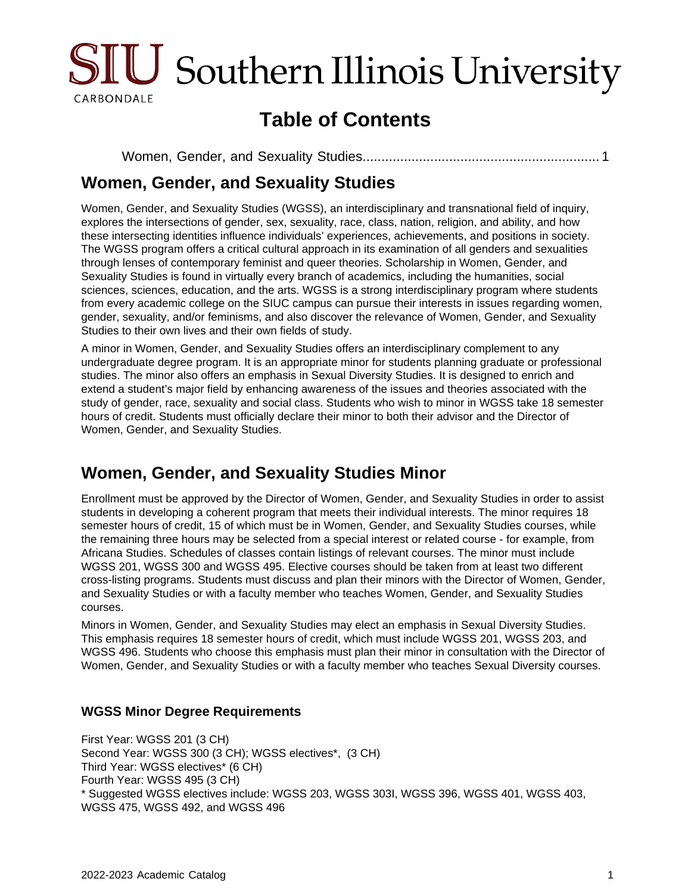# Table of Contents

Women, Gender, and Sexuality Studies............................................................ 1

# Women, Gender, and Sexuality Studies

Women, Gender, and Sexuality Studies (WGSS), an interdisciplinary and transnational field of inquiry, explores the intersections of gender, sex, sexuality, race, class, nation, religion, and ability, and how these intersecting identities influence individuals' experiences, achievements, and positions in society. The WGSS program offers a critical cultural approach in its examination of all genders and sexualities through lenses of contemporary feminist and queer theories. Scholarship in Women, Gender, and Sexuality Studies is found in virtually every branch of academics, including the humanities, social sciences, sciences, education, and the arts. WGSS is a strong interdisciplinary program where students from every academic college on the SIUC campus can pursue their interests in issues regarding women, gender, sexuality, and/or feminisms, and also discover the relevance of Women, Gender, and Sexuality Studies to their own lives and their own fields of study.

A minor in Women, Gender, and Sexuality Studies offers an interdisciplinary complement to any undergraduate degree program. It is an appropriate minor for students planning graduate or professional studies. The minor also offers an emphasis in Sexual Diversity Studies. It is designed to enrich and extend a student's major field by enhancing awareness of the issues and theories associated with the study of gender, race, sexuality and social class. Students who wish to minor in WGSS take 18 semester hours of credit. Students must officially declare their minor to both their advisor and the Director of Women, Gender, and Sexuality Studies.

## Women, Gender, and Sexuality Studies Minor

Enrollment must be approved by the Director of Women, Gender, and Sexuality Studies in order to assist students in developing a coherent program that meets their individual interests. The minor requires 18 semester hours of credit, 15 of which must be in Women, Gender, and Sexuality Studies courses, while the remaining three hours may be selected from a special interest or related course - for example, from Africana Studies. Schedules of classes contain listings of relevant courses. The minor must include WGSS 201, WGSS 300 and WGSS 495. Elective courses should be taken from at least two different cross-listing programs. Students must discuss and plan their minors with the Director of Women, Gender, and Sexuality Studies or with a faculty member who teaches Women, Gender, and Sexuality Studies courses.

Minors in Women, Gender, and Sexuality Studies may elect an emphasis in Sexual Diversity Studies. This emphasis requires 18 semester hours of credit, which must include WGSS 201, WGSS 203, and WGSS 496. Students who choose this emphasis must plan their minor in consultation with the Director of Women, Gender, and Sexuality Studies or with a faculty member who teaches Sexual Diversity courses.

### WGSS Minor Degree Requirements

First Year: WGSS 201 (3 CH)
Second Year: WGSS 300 (3 CH); WGSS electives*, (3 CH)
Third Year: WGSS electives* (6 CH)
Fourth Year: WGSS 495 (3 CH)
* Suggested WGSS electives include: WGSS 203, WGSS 303I, WGSS 396, WGSS 401, WGSS 403, WGSS 475, WGSS 492, and WGSS 496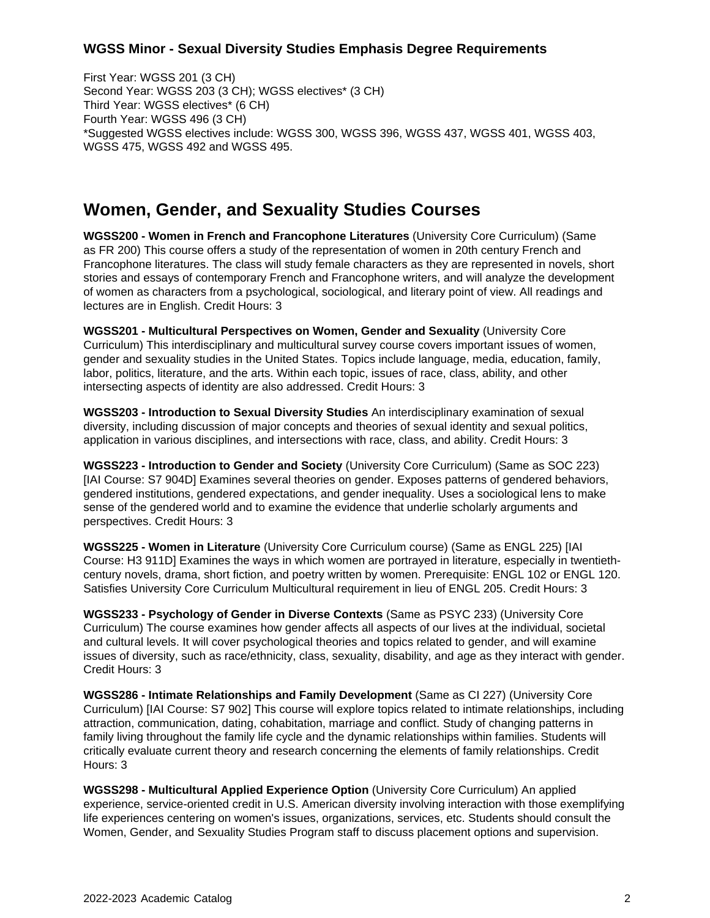### WGSS Minor - Sexual Diversity Studies Emphasis Degree Requirements

First Year: WGSS 201 (3 CH)
Second Year: WGSS 203 (3 CH); WGSS electives* (3 CH)
Third Year: WGSS electives* (6 CH)
Fourth Year: WGSS 496 (3 CH)
*Suggested WGSS electives include: WGSS 300, WGSS 396, WGSS 437, WGSS 401, WGSS 403, WGSS 475, WGSS 492 and WGSS 495.

## Women, Gender, and Sexuality Studies Courses

**WGSS200 - Women in French and Francophone Literatures** (University Core Curriculum) (Same as FR 200) This course offers a study of the representation of women in 20th century French and Francophone literatures. The class will study female characters as they are represented in novels, short stories and essays of contemporary French and Francophone writers, and will analyze the development of women as characters from a psychological, sociological, and literary point of view. All readings and lectures are in English. Credit Hours: 3

**WGSS201 - Multicultural Perspectives on Women, Gender and Sexuality** (University Core Curriculum) This interdisciplinary and multicultural survey course covers important issues of women, gender and sexuality studies in the United States. Topics include language, media, education, family, labor, politics, literature, and the arts. Within each topic, issues of race, class, ability, and other intersecting aspects of identity are also addressed. Credit Hours: 3

**WGSS203 - Introduction to Sexual Diversity Studies** An interdisciplinary examination of sexual diversity, including discussion of major concepts and theories of sexual identity and sexual politics, application in various disciplines, and intersections with race, class, and ability. Credit Hours: 3

**WGSS223 - Introduction to Gender and Society** (University Core Curriculum) (Same as SOC 223) [IAI Course: S7 904D] Examines several theories on gender. Exposes patterns of gendered behaviors, gendered institutions, gendered expectations, and gender inequality. Uses a sociological lens to make sense of the gendered world and to examine the evidence that underlie scholarly arguments and perspectives. Credit Hours: 3

**WGSS225 - Women in Literature** (University Core Curriculum course) (Same as ENGL 225) [IAI Course: H3 911D] Examines the ways in which women are portrayed in literature, especially in twentieth-century novels, drama, short fiction, and poetry written by women. Prerequisite: ENGL 102 or ENGL 120. Satisfies University Core Curriculum Multicultural requirement in lieu of ENGL 205. Credit Hours: 3

**WGSS233 - Psychology of Gender in Diverse Contexts** (Same as PSYC 233) (University Core Curriculum) The course examines how gender affects all aspects of our lives at the individual, societal and cultural levels. It will cover psychological theories and topics related to gender, and will examine issues of diversity, such as race/ethnicity, class, sexuality, disability, and age as they interact with gender. Credit Hours: 3

**WGSS286 - Intimate Relationships and Family Development** (Same as CI 227) (University Core Curriculum) [IAI Course: S7 902] This course will explore topics related to intimate relationships, including attraction, communication, dating, cohabitation, marriage and conflict. Study of changing patterns in family living throughout the family life cycle and the dynamic relationships within families. Students will critically evaluate current theory and research concerning the elements of family relationships. Credit Hours: 3

**WGSS298 - Multicultural Applied Experience Option** (University Core Curriculum) An applied experience, service-oriented credit in U.S. American diversity involving interaction with those exemplifying life experiences centering on women's issues, organizations, services, etc. Students should consult the Women, Gender, and Sexuality Studies Program staff to discuss placement options and supervision.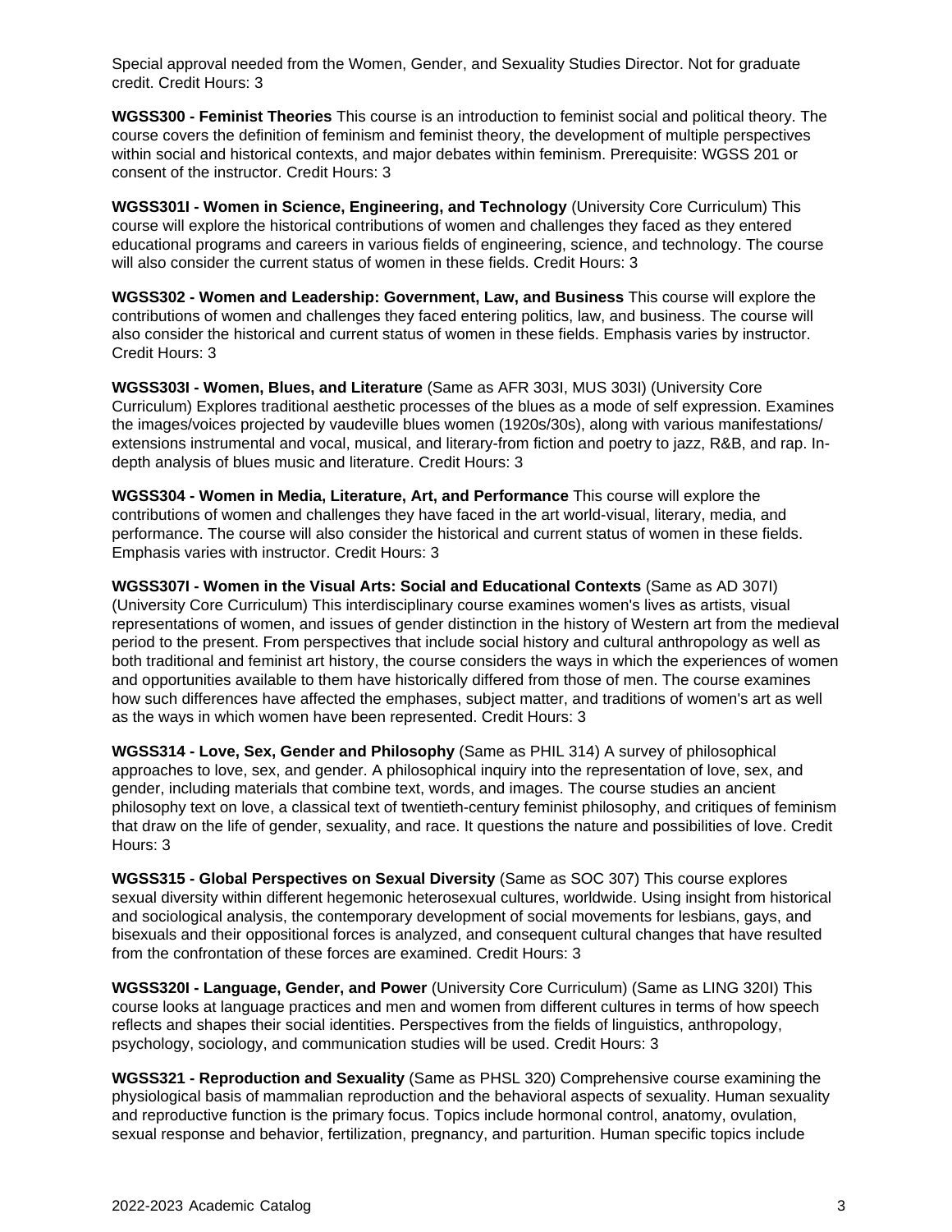Special approval needed from the Women, Gender, and Sexuality Studies Director. Not for graduate credit. Credit Hours: 3

**WGSS300 - Feminist Theories** This course is an introduction to feminist social and political theory. The course covers the definition of feminism and feminist theory, the development of multiple perspectives within social and historical contexts, and major debates within feminism. Prerequisite: WGSS 201 or consent of the instructor. Credit Hours: 3

**WGSS301I - Women in Science, Engineering, and Technology** (University Core Curriculum) This course will explore the historical contributions of women and challenges they faced as they entered educational programs and careers in various fields of engineering, science, and technology. The course will also consider the current status of women in these fields. Credit Hours: 3

**WGSS302 - Women and Leadership: Government, Law, and Business** This course will explore the contributions of women and challenges they faced entering politics, law, and business. The course will also consider the historical and current status of women in these fields. Emphasis varies by instructor. Credit Hours: 3

**WGSS303I - Women, Blues, and Literature** (Same as AFR 303I, MUS 303I) (University Core Curriculum) Explores traditional aesthetic processes of the blues as a mode of self expression. Examines the images/voices projected by vaudeville blues women (1920s/30s), along with various manifestations/ extensions instrumental and vocal, musical, and literary-from fiction and poetry to jazz, R&B, and rap. In-depth analysis of blues music and literature. Credit Hours: 3

**WGSS304 - Women in Media, Literature, Art, and Performance** This course will explore the contributions of women and challenges they have faced in the art world-visual, literary, media, and performance. The course will also consider the historical and current status of women in these fields. Emphasis varies with instructor. Credit Hours: 3

**WGSS307I - Women in the Visual Arts: Social and Educational Contexts** (Same as AD 307I) (University Core Curriculum) This interdisciplinary course examines women's lives as artists, visual representations of women, and issues of gender distinction in the history of Western art from the medieval period to the present. From perspectives that include social history and cultural anthropology as well as both traditional and feminist art history, the course considers the ways in which the experiences of women and opportunities available to them have historically differed from those of men. The course examines how such differences have affected the emphases, subject matter, and traditions of women's art as well as the ways in which women have been represented. Credit Hours: 3

**WGSS314 - Love, Sex, Gender and Philosophy** (Same as PHIL 314) A survey of philosophical approaches to love, sex, and gender. A philosophical inquiry into the representation of love, sex, and gender, including materials that combine text, words, and images. The course studies an ancient philosophy text on love, a classical text of twentieth-century feminist philosophy, and critiques of feminism that draw on the life of gender, sexuality, and race. It questions the nature and possibilities of love. Credit Hours: 3

**WGSS315 - Global Perspectives on Sexual Diversity** (Same as SOC 307) This course explores sexual diversity within different hegemonic heterosexual cultures, worldwide. Using insight from historical and sociological analysis, the contemporary development of social movements for lesbians, gays, and bisexuals and their oppositional forces is analyzed, and consequent cultural changes that have resulted from the confrontation of these forces are examined. Credit Hours: 3

**WGSS320I - Language, Gender, and Power** (University Core Curriculum) (Same as LING 320I) This course looks at language practices and men and women from different cultures in terms of how speech reflects and shapes their social identities. Perspectives from the fields of linguistics, anthropology, psychology, sociology, and communication studies will be used. Credit Hours: 3

**WGSS321 - Reproduction and Sexuality** (Same as PHSL 320) Comprehensive course examining the physiological basis of mammalian reproduction and the behavioral aspects of sexuality. Human sexuality and reproductive function is the primary focus. Topics include hormonal control, anatomy, ovulation, sexual response and behavior, fertilization, pregnancy, and parturition. Human specific topics include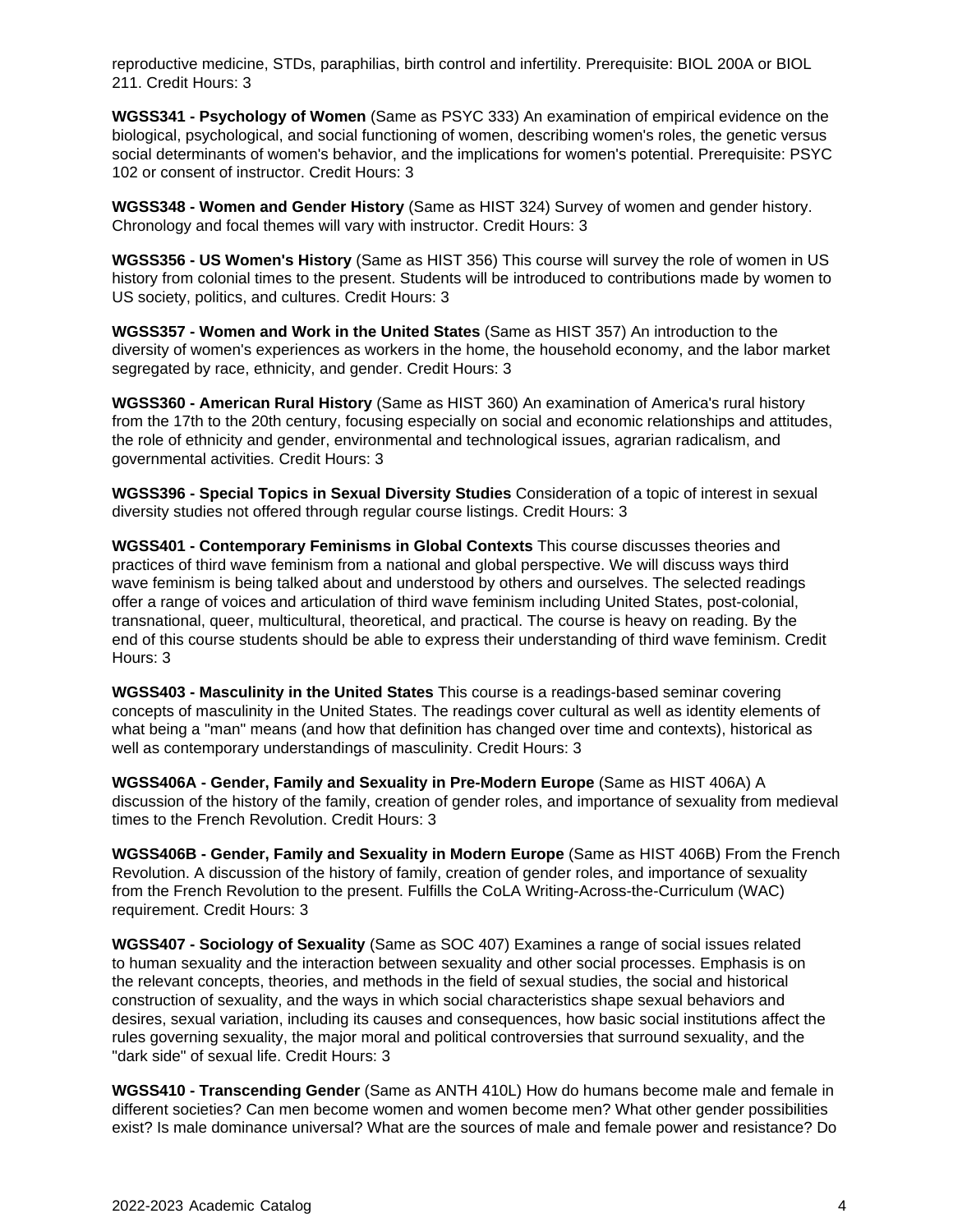reproductive medicine, STDs, paraphilias, birth control and infertility. Prerequisite: BIOL 200A or BIOL 211. Credit Hours: 3

**WGSS341 - Psychology of Women** (Same as PSYC 333) An examination of empirical evidence on the biological, psychological, and social functioning of women, describing women's roles, the genetic versus social determinants of women's behavior, and the implications for women's potential. Prerequisite: PSYC 102 or consent of instructor. Credit Hours: 3

**WGSS348 - Women and Gender History** (Same as HIST 324) Survey of women and gender history. Chronology and focal themes will vary with instructor. Credit Hours: 3

**WGSS356 - US Women's History** (Same as HIST 356) This course will survey the role of women in US history from colonial times to the present. Students will be introduced to contributions made by women to US society, politics, and cultures. Credit Hours: 3

**WGSS357 - Women and Work in the United States** (Same as HIST 357) An introduction to the diversity of women's experiences as workers in the home, the household economy, and the labor market segregated by race, ethnicity, and gender. Credit Hours: 3

**WGSS360 - American Rural History** (Same as HIST 360) An examination of America's rural history from the 17th to the 20th century, focusing especially on social and economic relationships and attitudes, the role of ethnicity and gender, environmental and technological issues, agrarian radicalism, and governmental activities. Credit Hours: 3

**WGSS396 - Special Topics in Sexual Diversity Studies** Consideration of a topic of interest in sexual diversity studies not offered through regular course listings. Credit Hours: 3

**WGSS401 - Contemporary Feminisms in Global Contexts** This course discusses theories and practices of third wave feminism from a national and global perspective. We will discuss ways third wave feminism is being talked about and understood by others and ourselves. The selected readings offer a range of voices and articulation of third wave feminism including United States, post-colonial, transnational, queer, multicultural, theoretical, and practical. The course is heavy on reading. By the end of this course students should be able to express their understanding of third wave feminism. Credit Hours: 3

**WGSS403 - Masculinity in the United States** This course is a readings-based seminar covering concepts of masculinity in the United States. The readings cover cultural as well as identity elements of what being a "man" means (and how that definition has changed over time and contexts), historical as well as contemporary understandings of masculinity. Credit Hours: 3

**WGSS406A - Gender, Family and Sexuality in Pre-Modern Europe** (Same as HIST 406A) A discussion of the history of the family, creation of gender roles, and importance of sexuality from medieval times to the French Revolution. Credit Hours: 3

**WGSS406B - Gender, Family and Sexuality in Modern Europe** (Same as HIST 406B) From the French Revolution. A discussion of the history of family, creation of gender roles, and importance of sexuality from the French Revolution to the present. Fulfills the CoLA Writing-Across-the-Curriculum (WAC) requirement. Credit Hours: 3

**WGSS407 - Sociology of Sexuality** (Same as SOC 407) Examines a range of social issues related to human sexuality and the interaction between sexuality and other social processes. Emphasis is on the relevant concepts, theories, and methods in the field of sexual studies, the social and historical construction of sexuality, and the ways in which social characteristics shape sexual behaviors and desires, sexual variation, including its causes and consequences, how basic social institutions affect the rules governing sexuality, the major moral and political controversies that surround sexuality, and the "dark side" of sexual life. Credit Hours: 3

**WGSS410 - Transcending Gender** (Same as ANTH 410L) How do humans become male and female in different societies? Can men become women and women become men? What other gender possibilities exist? Is male dominance universal? What are the sources of male and female power and resistance? Do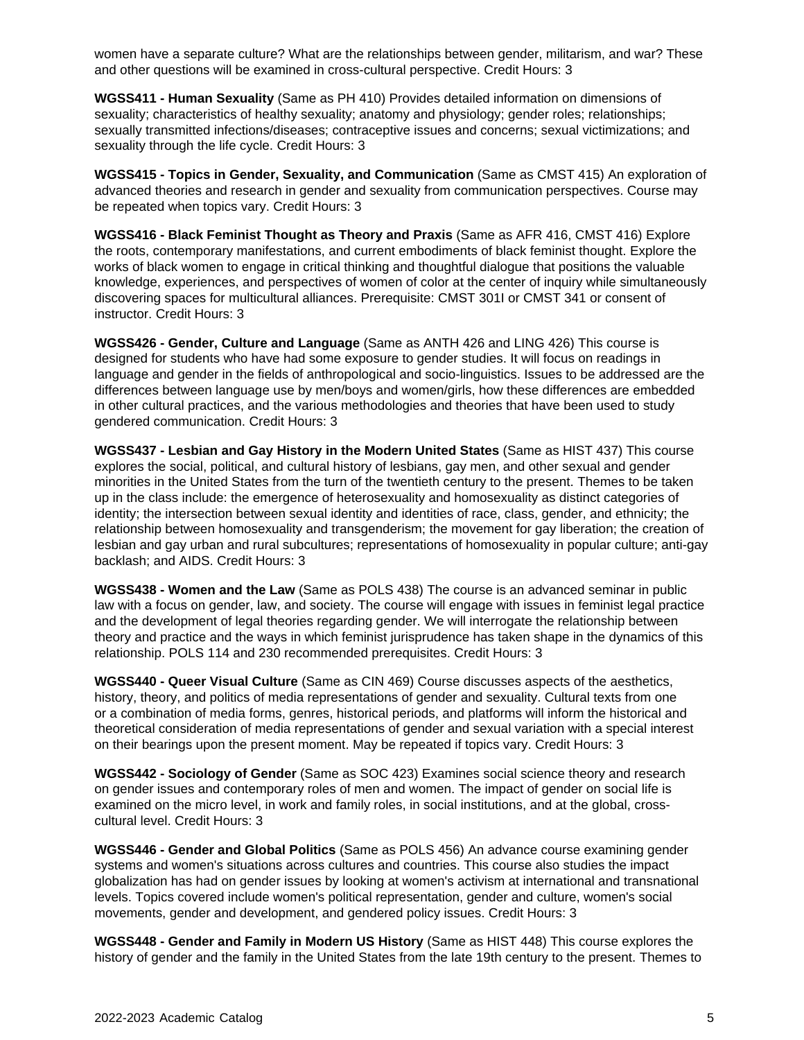women have a separate culture? What are the relationships between gender, militarism, and war? These and other questions will be examined in cross-cultural perspective. Credit Hours: 3

**WGSS411 - Human Sexuality** (Same as PH 410) Provides detailed information on dimensions of sexuality; characteristics of healthy sexuality; anatomy and physiology; gender roles; relationships; sexually transmitted infections/diseases; contraceptive issues and concerns; sexual victimizations; and sexuality through the life cycle. Credit Hours: 3

**WGSS415 - Topics in Gender, Sexuality, and Communication** (Same as CMST 415) An exploration of advanced theories and research in gender and sexuality from communication perspectives. Course may be repeated when topics vary. Credit Hours: 3

**WGSS416 - Black Feminist Thought as Theory and Praxis** (Same as AFR 416, CMST 416) Explore the roots, contemporary manifestations, and current embodiments of black feminist thought. Explore the works of black women to engage in critical thinking and thoughtful dialogue that positions the valuable knowledge, experiences, and perspectives of women of color at the center of inquiry while simultaneously discovering spaces for multicultural alliances. Prerequisite: CMST 301I or CMST 341 or consent of instructor. Credit Hours: 3

**WGSS426 - Gender, Culture and Language** (Same as ANTH 426 and LING 426) This course is designed for students who have had some exposure to gender studies. It will focus on readings in language and gender in the fields of anthropological and socio-linguistics. Issues to be addressed are the differences between language use by men/boys and women/girls, how these differences are embedded in other cultural practices, and the various methodologies and theories that have been used to study gendered communication. Credit Hours: 3

**WGSS437 - Lesbian and Gay History in the Modern United States** (Same as HIST 437) This course explores the social, political, and cultural history of lesbians, gay men, and other sexual and gender minorities in the United States from the turn of the twentieth century to the present. Themes to be taken up in the class include: the emergence of heterosexuality and homosexuality as distinct categories of identity; the intersection between sexual identity and identities of race, class, gender, and ethnicity; the relationship between homosexuality and transgenderism; the movement for gay liberation; the creation of lesbian and gay urban and rural subcultures; representations of homosexuality in popular culture; anti-gay backlash; and AIDS. Credit Hours: 3

**WGSS438 - Women and the Law** (Same as POLS 438) The course is an advanced seminar in public law with a focus on gender, law, and society. The course will engage with issues in feminist legal practice and the development of legal theories regarding gender. We will interrogate the relationship between theory and practice and the ways in which feminist jurisprudence has taken shape in the dynamics of this relationship. POLS 114 and 230 recommended prerequisites. Credit Hours: 3

**WGSS440 - Queer Visual Culture** (Same as CIN 469) Course discusses aspects of the aesthetics, history, theory, and politics of media representations of gender and sexuality. Cultural texts from one or a combination of media forms, genres, historical periods, and platforms will inform the historical and theoretical consideration of media representations of gender and sexual variation with a special interest on their bearings upon the present moment. May be repeated if topics vary. Credit Hours: 3

**WGSS442 - Sociology of Gender** (Same as SOC 423) Examines social science theory and research on gender issues and contemporary roles of men and women. The impact of gender on social life is examined on the micro level, in work and family roles, in social institutions, and at the global, cross-cultural level. Credit Hours: 3

**WGSS446 - Gender and Global Politics** (Same as POLS 456) An advance course examining gender systems and women's situations across cultures and countries. This course also studies the impact globalization has had on gender issues by looking at women's activism at international and transnational levels. Topics covered include women's political representation, gender and culture, women's social movements, gender and development, and gendered policy issues. Credit Hours: 3

**WGSS448 - Gender and Family in Modern US History** (Same as HIST 448) This course explores the history of gender and the family in the United States from the late 19th century to the present. Themes to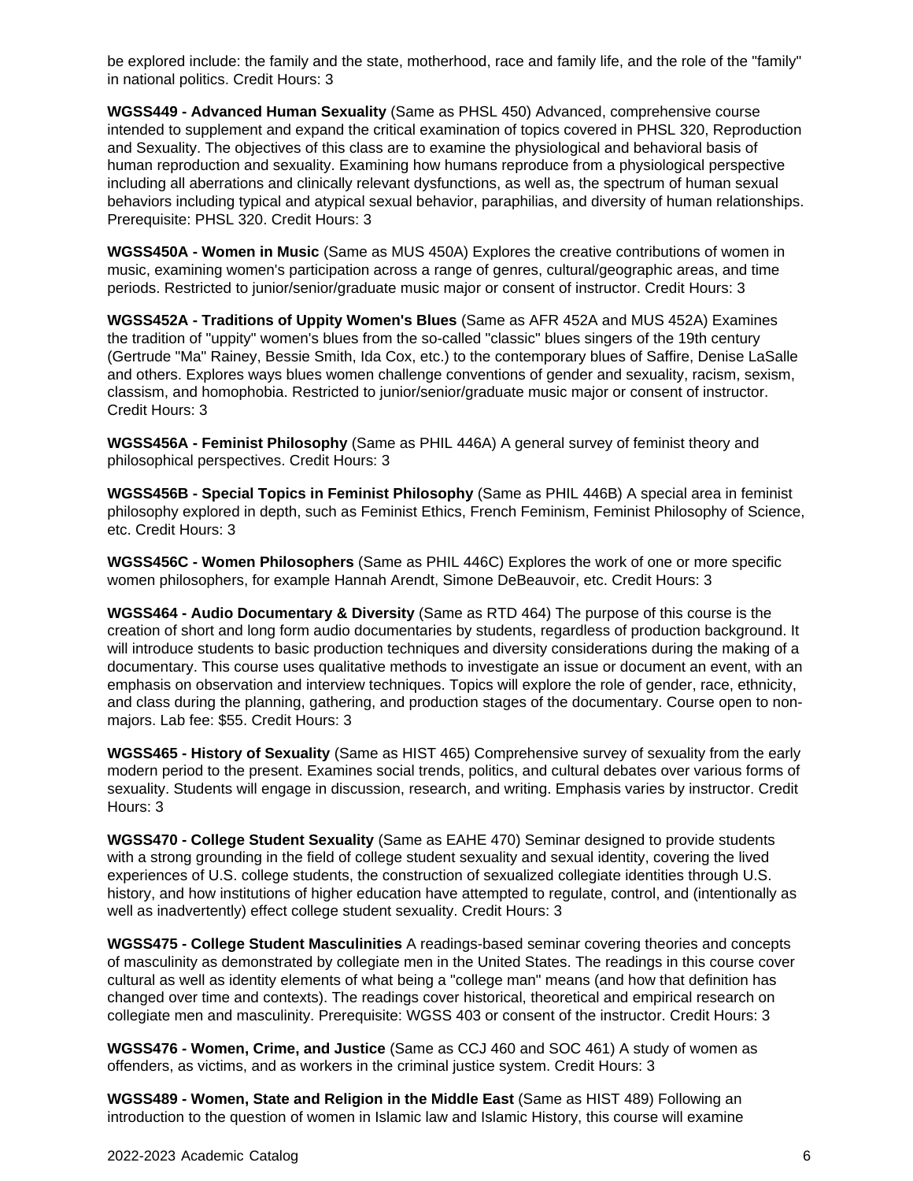be explored include: the family and the state, motherhood, race and family life, and the role of the "family" in national politics. Credit Hours: 3

**WGSS449 - Advanced Human Sexuality** (Same as PHSL 450) Advanced, comprehensive course intended to supplement and expand the critical examination of topics covered in PHSL 320, Reproduction and Sexuality. The objectives of this class are to examine the physiological and behavioral basis of human reproduction and sexuality. Examining how humans reproduce from a physiological perspective including all aberrations and clinically relevant dysfunctions, as well as, the spectrum of human sexual behaviors including typical and atypical sexual behavior, paraphilias, and diversity of human relationships. Prerequisite: PHSL 320. Credit Hours: 3

**WGSS450A - Women in Music** (Same as MUS 450A) Explores the creative contributions of women in music, examining women's participation across a range of genres, cultural/geographic areas, and time periods. Restricted to junior/senior/graduate music major or consent of instructor. Credit Hours: 3

**WGSS452A - Traditions of Uppity Women's Blues** (Same as AFR 452A and MUS 452A) Examines the tradition of "uppity" women's blues from the so-called "classic" blues singers of the 19th century (Gertrude "Ma" Rainey, Bessie Smith, Ida Cox, etc.) to the contemporary blues of Saffire, Denise LaSalle and others. Explores ways blues women challenge conventions of gender and sexuality, racism, sexism, classism, and homophobia. Restricted to junior/senior/graduate music major or consent of instructor. Credit Hours: 3

**WGSS456A - Feminist Philosophy** (Same as PHIL 446A) A general survey of feminist theory and philosophical perspectives. Credit Hours: 3

**WGSS456B - Special Topics in Feminist Philosophy** (Same as PHIL 446B) A special area in feminist philosophy explored in depth, such as Feminist Ethics, French Feminism, Feminist Philosophy of Science, etc. Credit Hours: 3

**WGSS456C - Women Philosophers** (Same as PHIL 446C) Explores the work of one or more specific women philosophers, for example Hannah Arendt, Simone DeBeauvoir, etc. Credit Hours: 3

**WGSS464 - Audio Documentary & Diversity** (Same as RTD 464) The purpose of this course is the creation of short and long form audio documentaries by students, regardless of production background. It will introduce students to basic production techniques and diversity considerations during the making of a documentary. This course uses qualitative methods to investigate an issue or document an event, with an emphasis on observation and interview techniques. Topics will explore the role of gender, race, ethnicity, and class during the planning, gathering, and production stages of the documentary. Course open to non-majors. Lab fee: $55. Credit Hours: 3

**WGSS465 - History of Sexuality** (Same as HIST 465) Comprehensive survey of sexuality from the early modern period to the present. Examines social trends, politics, and cultural debates over various forms of sexuality. Students will engage in discussion, research, and writing. Emphasis varies by instructor. Credit Hours: 3

**WGSS470 - College Student Sexuality** (Same as EAHE 470) Seminar designed to provide students with a strong grounding in the field of college student sexuality and sexual identity, covering the lived experiences of U.S. college students, the construction of sexualized collegiate identities through U.S. history, and how institutions of higher education have attempted to regulate, control, and (intentionally as well as inadvertently) effect college student sexuality. Credit Hours: 3

**WGSS475 - College Student Masculinities** A readings-based seminar covering theories and concepts of masculinity as demonstrated by collegiate men in the United States. The readings in this course cover cultural as well as identity elements of what being a "college man" means (and how that definition has changed over time and contexts). The readings cover historical, theoretical and empirical research on collegiate men and masculinity. Prerequisite: WGSS 403 or consent of the instructor. Credit Hours: 3

**WGSS476 - Women, Crime, and Justice** (Same as CCJ 460 and SOC 461) A study of women as offenders, as victims, and as workers in the criminal justice system. Credit Hours: 3

**WGSS489 - Women, State and Religion in the Middle East** (Same as HIST 489) Following an introduction to the question of women in Islamic law and Islamic History, this course will examine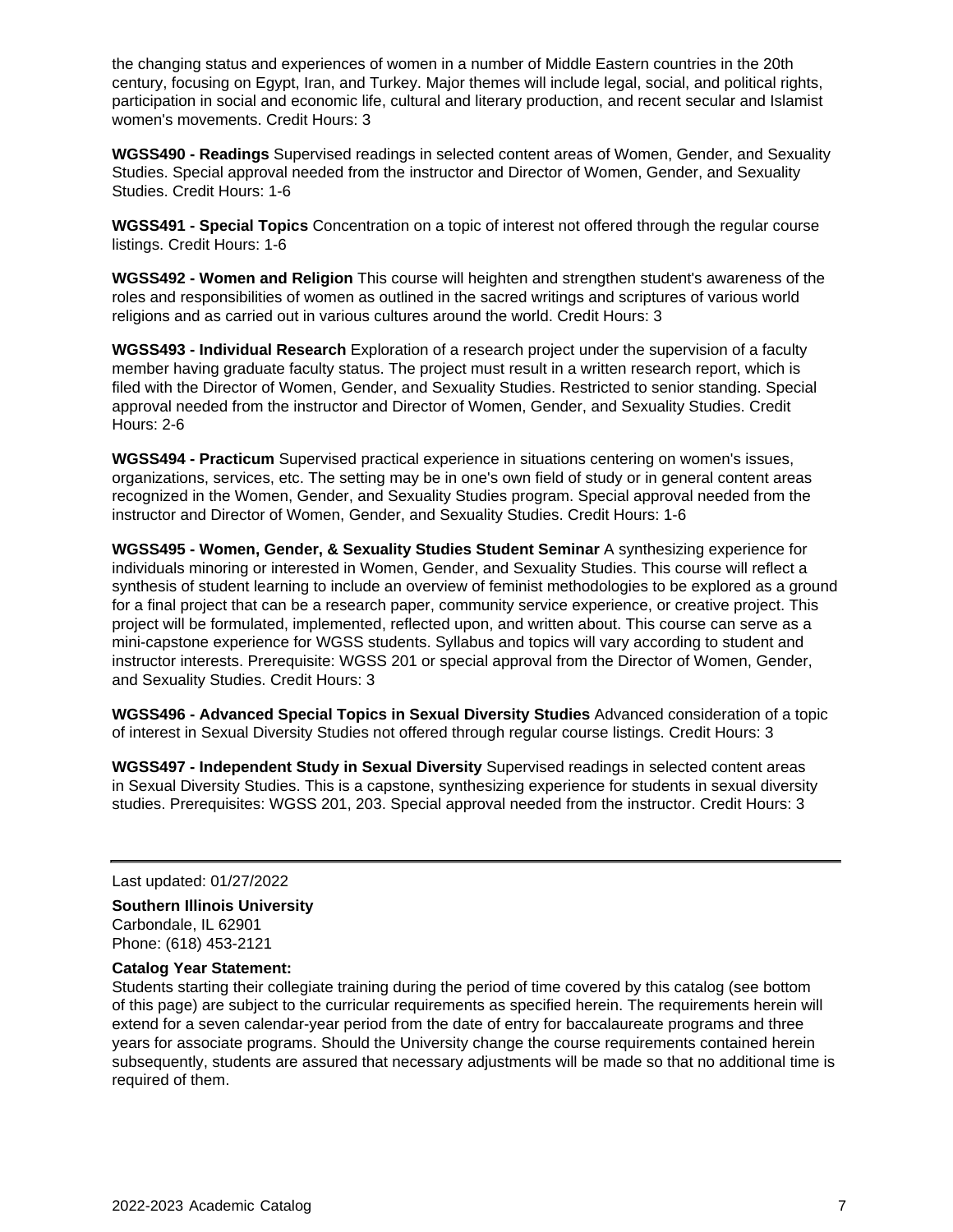the changing status and experiences of women in a number of Middle Eastern countries in the 20th century, focusing on Egypt, Iran, and Turkey. Major themes will include legal, social, and political rights, participation in social and economic life, cultural and literary production, and recent secular and Islamist women's movements. Credit Hours: 3

**WGSS490 - Readings** Supervised readings in selected content areas of Women, Gender, and Sexuality Studies. Special approval needed from the instructor and Director of Women, Gender, and Sexuality Studies. Credit Hours: 1-6

**WGSS491 - Special Topics** Concentration on a topic of interest not offered through the regular course listings. Credit Hours: 1-6

**WGSS492 - Women and Religion** This course will heighten and strengthen student's awareness of the roles and responsibilities of women as outlined in the sacred writings and scriptures of various world religions and as carried out in various cultures around the world. Credit Hours: 3

**WGSS493 - Individual Research** Exploration of a research project under the supervision of a faculty member having graduate faculty status. The project must result in a written research report, which is filed with the Director of Women, Gender, and Sexuality Studies. Restricted to senior standing. Special approval needed from the instructor and Director of Women, Gender, and Sexuality Studies. Credit Hours: 2-6

**WGSS494 - Practicum** Supervised practical experience in situations centering on women's issues, organizations, services, etc. The setting may be in one's own field of study or in general content areas recognized in the Women, Gender, and Sexuality Studies program. Special approval needed from the instructor and Director of Women, Gender, and Sexuality Studies. Credit Hours: 1-6

**WGSS495 - Women, Gender, & Sexuality Studies Student Seminar** A synthesizing experience for individuals minoring or interested in Women, Gender, and Sexuality Studies. This course will reflect a synthesis of student learning to include an overview of feminist methodologies to be explored as a ground for a final project that can be a research paper, community service experience, or creative project. This project will be formulated, implemented, reflected upon, and written about. This course can serve as a mini-capstone experience for WGSS students. Syllabus and topics will vary according to student and instructor interests. Prerequisite: WGSS 201 or special approval from the Director of Women, Gender, and Sexuality Studies. Credit Hours: 3

**WGSS496 - Advanced Special Topics in Sexual Diversity Studies** Advanced consideration of a topic of interest in Sexual Diversity Studies not offered through regular course listings. Credit Hours: 3

**WGSS497 - Independent Study in Sexual Diversity** Supervised readings in selected content areas in Sexual Diversity Studies. This is a capstone, synthesizing experience for students in sexual diversity studies. Prerequisites: WGSS 201, 203. Special approval needed from the instructor. Credit Hours: 3

---

Last updated: 01/27/2022

**Southern Illinois University**
Carbondale, IL 62901
Phone: (618) 453-2121

**Catalog Year Statement:**
Students starting their collegiate training during the period of time covered by this catalog (see bottom of this page) are subject to the curricular requirements as specified herein. The requirements herein will extend for a seven calendar-year period from the date of entry for baccalaureate programs and three years for associate programs. Should the University change the course requirements contained herein subsequently, students are assured that necessary adjustments will be made so that no additional time is required of them.

2022-2023 Academic Catalog